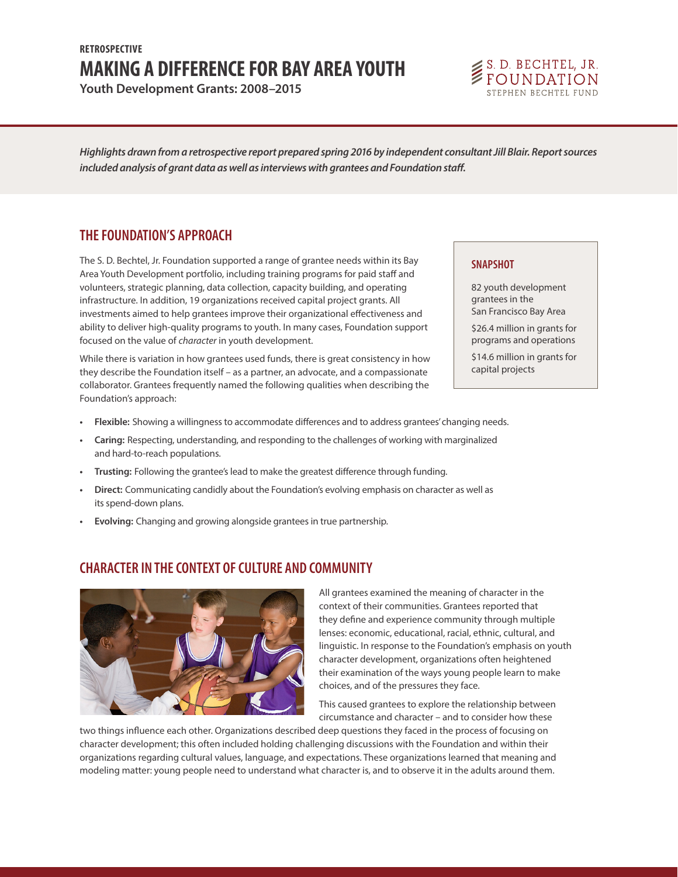RETROSPECTIVE

# MAKING A DIFFERENCE FOR BAY AREA YOUTH

**Youth Development Grants: 2008–2015**

S. D. BECHTEL, JR. FOUNDATION
STEPHEN BECHTEL FUND

***Highlights drawn from a retrospective report prepared spring 2016 by independent consultant Jill Blair. Report sources included analysis of grant data as well as interviews with grantees and Foundation staff.***

## THE FOUNDATION'S APPROACH

The S. D. Bechtel, Jr. Foundation supported a range of grantee needs within its Bay Area Youth Development portfolio, including training programs for paid staff and volunteers, strategic planning, data collection, capacity building, and operating infrastructure. In addition, 19 organizations received capital project grants. All investments aimed to help grantees improve their organizational effectiveness and ability to deliver high-quality programs to youth. In many cases, Foundation support focused on the value of *character* in youth development.

While there is variation in how grantees used funds, there is great consistency in how they describe the Foundation itself – as a partner, an advocate, and a compassionate collaborator. Grantees frequently named the following qualities when describing the Foundation's approach:

### SNAPSHOT

82 youth development grantees in the San Francisco Bay Area

$26.4 million in grants for programs and operations

$14.6 million in grants for capital projects

- **Flexible:** Showing a willingness to accommodate differences and to address grantees' changing needs.
- **Caring:** Respecting, understanding, and responding to the challenges of working with marginalized and hard-to-reach populations.
- **Trusting:** Following the grantee's lead to make the greatest difference through funding.
- **Direct:** Communicating candidly about the Foundation's evolving emphasis on character as well as its spend-down plans.
- **Evolving:** Changing and growing alongside grantees in true partnership.

## CHARACTER IN THE CONTEXT OF CULTURE AND COMMUNITY

All grantees examined the meaning of character in the context of their communities. Grantees reported that they define and experience community through multiple lenses: economic, educational, racial, ethnic, cultural, and linguistic. In response to the Foundation's emphasis on youth character development, organizations often heightened their examination of the ways young people learn to make choices, and of the pressures they face.

This caused grantees to explore the relationship between circumstance and character – and to consider how these two things influence each other. Organizations described deep questions they faced in the process of focusing on character development; this often included holding challenging discussions with the Foundation and within their organizations regarding cultural values, language, and expectations. These organizations learned that meaning and modeling matter: young people need to understand what character is, and to observe it in the adults around them.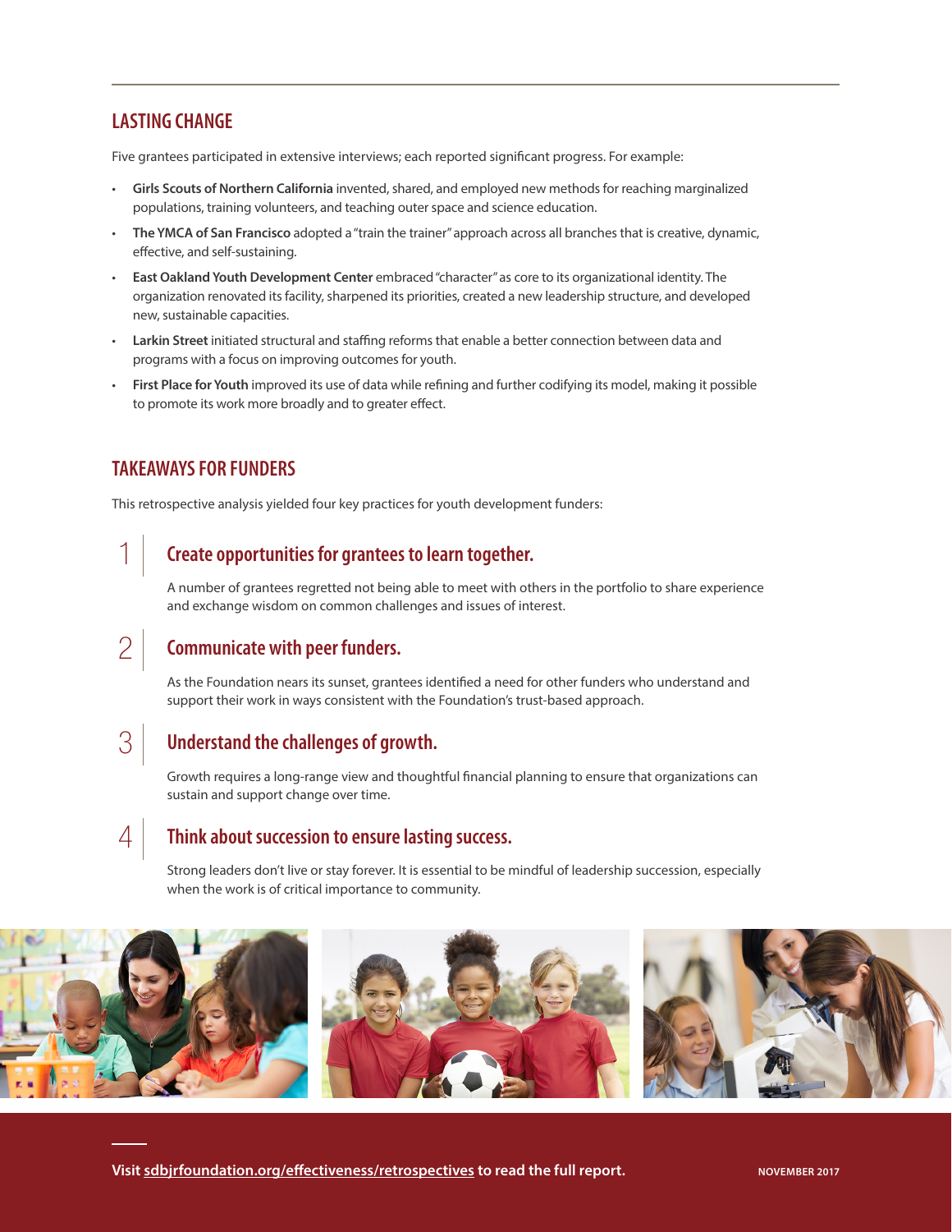## LASTING CHANGE

Five grantees participated in extensive interviews; each reported significant progress. For example:

- **Girls Scouts of Northern California** invented, shared, and employed new methods for reaching marginalized populations, training volunteers, and teaching outer space and science education.
- **The YMCA of San Francisco** adopted a "train the trainer" approach across all branches that is creative, dynamic, effective, and self-sustaining.
- **East Oakland Youth Development Center** embraced "character" as core to its organizational identity. The organization renovated its facility, sharpened its priorities, created a new leadership structure, and developed new, sustainable capacities.
- **Larkin Street** initiated structural and staffing reforms that enable a better connection between data and programs with a focus on improving outcomes for youth.
- **First Place for Youth** improved its use of data while refining and further codifying its model, making it possible to promote its work more broadly and to greater effect.

## TAKEAWAYS FOR FUNDERS

This retrospective analysis yielded four key practices for youth development funders:

### 1 Create opportunities for grantees to learn together.

A number of grantees regretted not being able to meet with others in the portfolio to share experience and exchange wisdom on common challenges and issues of interest.

### 2 Communicate with peer funders.

As the Foundation nears its sunset, grantees identified a need for other funders who understand and support their work in ways consistent with the Foundation's trust-based approach.

### 3 Understand the challenges of growth.

Growth requires a long-range view and thoughtful financial planning to ensure that organizations can sustain and support change over time.

### 4 Think about succession to ensure lasting success.

Strong leaders don't live or stay forever. It is essential to be mindful of leadership succession, especially when the work is of critical importance to community.

**Visit sdbjrfoundation.org/effectiveness/retrospectives to read the full report.**

NOVEMBER 2017